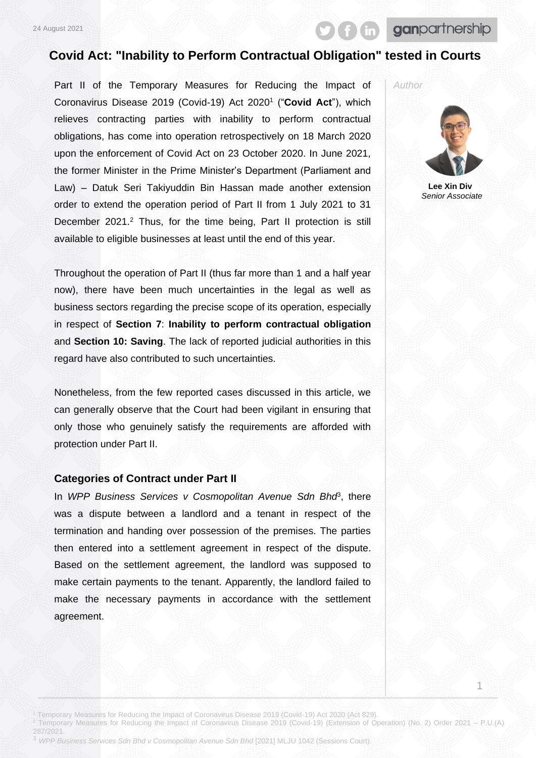24 August 2021

# Covid Act: "Inability to Perform Contractual Obligation" tested in Courts

*Author*

**Lee Xin Div**
*Senior Associate*

Part II of the Temporary Measures for Reducing the Impact of Coronavirus Disease 2019 (Covid-19) Act 2020[1] ("**Covid Act**"), which relieves contracting parties with inability to perform contractual obligations, has come into operation retrospectively on 18 March 2020 upon the enforcement of Covid Act on 23 October 2020. In June 2021, the former Minister in the Prime Minister's Department (Parliament and Law) – Datuk Seri Takiyuddin Bin Hassan made another extension order to extend the operation period of Part II from 1 July 2021 to 31 December 2021.[2] Thus, for the time being, Part II protection is still available to eligible businesses at least until the end of this year.

Throughout the operation of Part II (thus far more than 1 and a half year now), there have been much uncertainties in the legal as well as business sectors regarding the precise scope of its operation, especially in respect of **Section 7**: **Inability to perform contractual obligation** and **Section 10: Saving**. The lack of reported judicial authorities in this regard have also contributed to such uncertainties.

Nonetheless, from the few reported cases discussed in this article, we can generally observe that the Court had been vigilant in ensuring that only those who genuinely satisfy the requirements are afforded with protection under Part II.

## Categories of Contract under Part II

In *WPP Business Services v Cosmopolitan Avenue Sdn Bhd*[3], there was a dispute between a landlord and a tenant in respect of the termination and handing over possession of the premises. The parties then entered into a settlement agreement in respect of the dispute. Based on the settlement agreement, the landlord was supposed to make certain payments to the tenant. Apparently, the landlord failed to make the necessary payments in accordance with the settlement agreement.

[1] Temporary Measures for Reducing the Impact of Coronavirus Disease 2019 (Covid-19) Act 2020 (Act 829).
[2] Temporary Measures for Reducing the Impact of Coronavirus Disease 2019 (Covid-19) (Extension of Operation) (No. 2) Order 2021 – P.U.(A) 287/2021.
[3] *WPP Business Services Sdn Bhd v Cosmopolitan Avenue Sdn Bhd* [2021] MLJU 1042 (Sessions Court).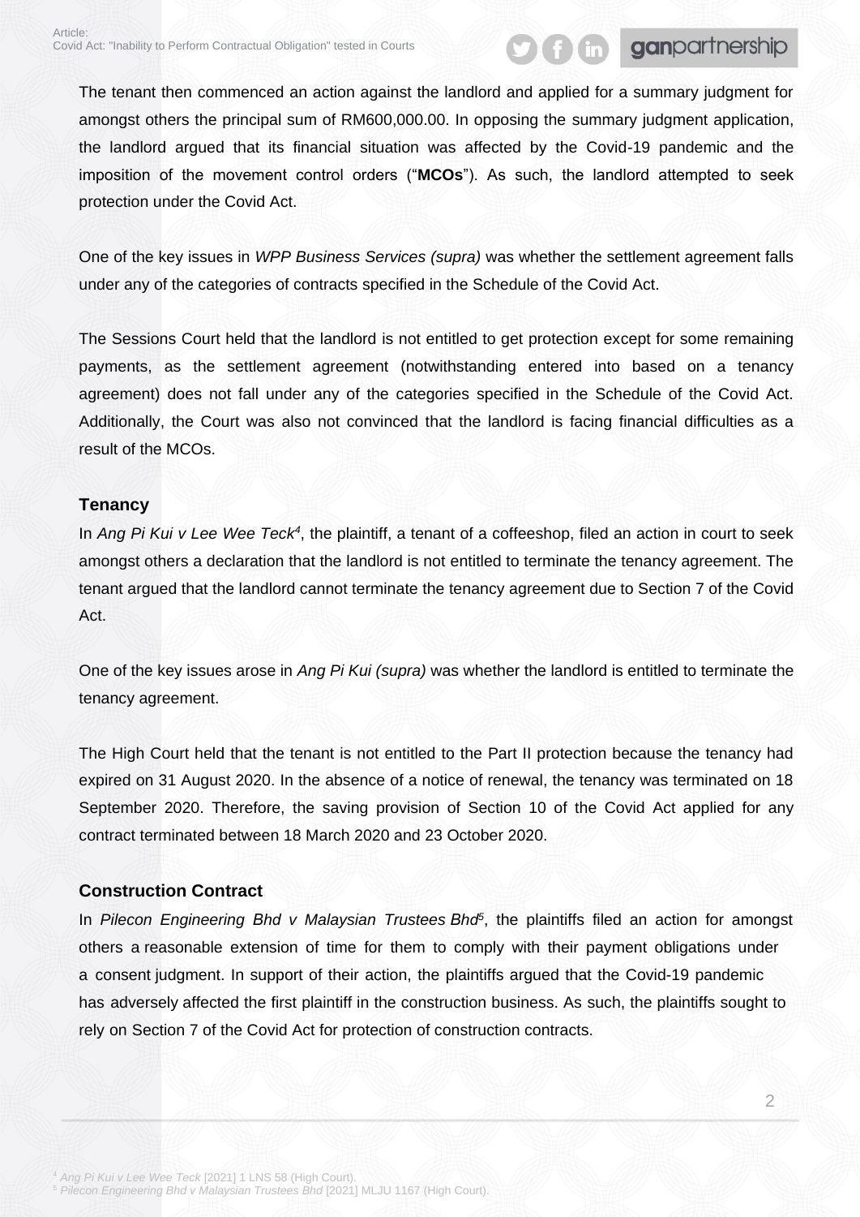The tenant then commenced an action against the landlord and applied for a summary judgment for amongst others the principal sum of RM600,000.00. In opposing the summary judgment application, the landlord argued that its financial situation was affected by the Covid-19 pandemic and the imposition of the movement control orders ("**MCOs**"). As such, the landlord attempted to seek protection under the Covid Act.

One of the key issues in *WPP Business Services (supra)* was whether the settlement agreement falls under any of the categories of contracts specified in the Schedule of the Covid Act.

The Sessions Court held that the landlord is not entitled to get protection except for some remaining payments, as the settlement agreement (notwithstanding entered into based on a tenancy agreement) does not fall under any of the categories specified in the Schedule of the Covid Act. Additionally, the Court was also not convinced that the landlord is facing financial difficulties as a result of the MCOs.

### Tenancy

In *Ang Pi Kui v Lee Wee Teck*[4], the plaintiff, a tenant of a coffeeshop, filed an action in court to seek amongst others a declaration that the landlord is not entitled to terminate the tenancy agreement. The tenant argued that the landlord cannot terminate the tenancy agreement due to Section 7 of the Covid Act.

One of the key issues arose in *Ang Pi Kui (supra)* was whether the landlord is entitled to terminate the tenancy agreement.

The High Court held that the tenant is not entitled to the Part II protection because the tenancy had expired on 31 August 2020. In the absence of a notice of renewal, the tenancy was terminated on 18 September 2020. Therefore, the saving provision of Section 10 of the Covid Act applied for any contract terminated between 18 March 2020 and 23 October 2020.

### Construction Contract

In *Pilecon Engineering Bhd v Malaysian Trustees Bhd*[5], the plaintiffs filed an action for amongst others a reasonable extension of time for them to comply with their payment obligations under a consent judgment. In support of their action, the plaintiffs argued that the Covid-19 pandemic has adversely affected the first plaintiff in the construction business. As such, the plaintiffs sought to rely on Section 7 of the Covid Act for protection of construction contracts.

[4] *Ang Pi Kui v Lee Wee Teck* [2021] 1 LNS 58 (High Court).
[5] *Pilecon Engineering Bhd v Malaysian Trustees Bhd* [2021] MLJU 1167 (High Court).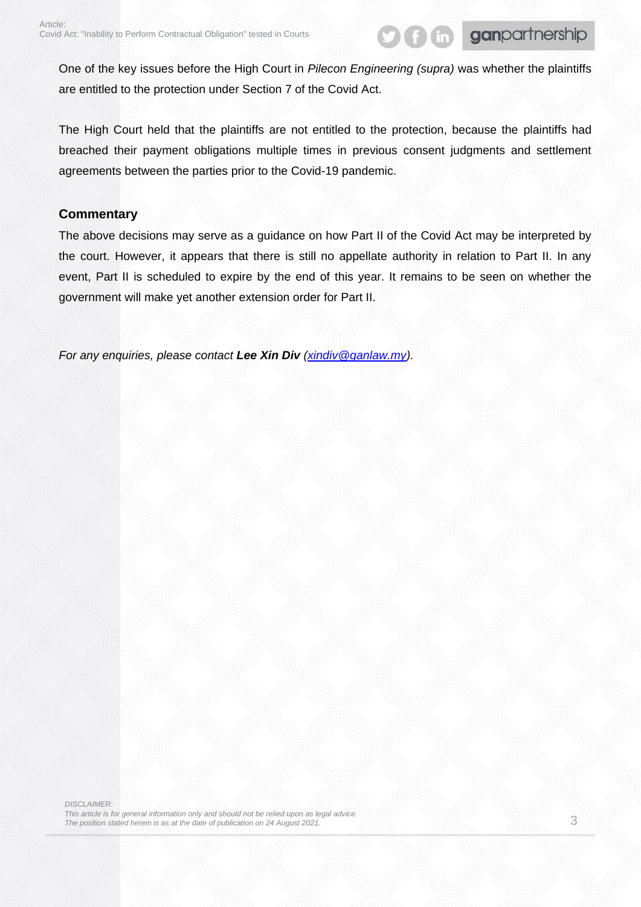One of the key issues before the High Court in *Pilecon Engineering (supra)* was whether the plaintiffs are entitled to the protection under Section 7 of the Covid Act.

The High Court held that the plaintiffs are not entitled to the protection, because the plaintiffs had breached their payment obligations multiple times in previous consent judgments and settlement agreements between the parties prior to the Covid-19 pandemic.

## Commentary

The above decisions may serve as a guidance on how Part II of the Covid Act may be interpreted by the court. However, it appears that there is still no appellate authority in relation to Part II. In any event, Part II is scheduled to expire by the end of this year. It remains to be seen on whether the government will make yet another extension order for Part II.

*For any enquiries, please contact **Lee Xin Div** ([xindiv@ganlaw.my](mailto:xindiv@ganlaw.my)).*

*DISCLAIMER:*
*This article is for general information only and should not be relied upon as legal advice.*
*The position stated herein is as at the date of publication on 24 August 2021.*